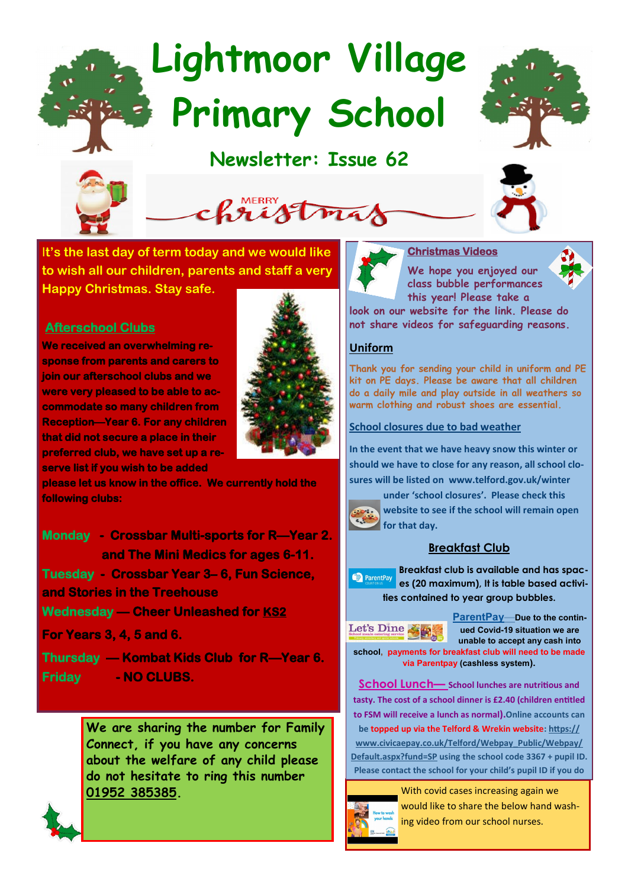# Lightmoor Village Primary School

## Newsletter: Issue 62

MERRY Christmas

It's the last day of term today and we would like to wish all our children, parents and staff a very Happy Christmas. Stay safe.

### Afterschool Clubs

**We received an overwhelming response from parents and carers to join our afterschool clubs and we were very pleased to be able to accommodate so many children from Reception—Year 6. For any children that did not secure a place in their preferred club, we have set up a reserve list if you wish to be added please let us know in the office. We currently hold the following clubs:**

**Monday** - Crossbar Multi-sports for R—Year 2. and The Mini Medics for ages 6-11.

**Tuesday** - Crossbar Year 3– 6, Fun Science, and Stories in the Treehouse

**Wednesday** — Cheer Unleashed for KS2 For Years 3, 4, 5 and 6.

**Thursday** — Kombat Kids Club for R—Year 6.

**Friday** - NO CLUBS.

We are sharing the number for Family Connect, if you have any concerns about the welfare of any child please do not hesitate to ring this number 01952 385385.

### Christmas Videos

We hope you enjoyed our class bubble performances this year! Please take a look on our website for the link. Please do not share videos for safeguarding reasons.

### Uniform

Thank you for sending your child in uniform and PE kit on PE days. Please be aware that all children do a daily mile and play outside in all weathers so warm clothing and robust shoes are essential.

### School closures due to bad weather

In the event that we have heavy snow this winter or should we have to close for any reason, all school closures will be listed on www.telford.gov.uk/winter under 'school closures'. Please check this website to see if the school will remain open for that day.

### Breakfast Club

Breakfast club is available and has spaces (20 maximum), It is table based activities contained to year group bubbles.

**ParentPay**—Due to the continued Covid-19 situation we are unable to accept any cash into school, payments for breakfast club will need to be made via Parentpay (cashless system).

**School Lunch—** School lunches are nutritious and tasty. The cost of a school dinner is £2.40 (children entitled to FSM will receive a lunch as normal). Online accounts can be topped up via the Telford & Wrekin website: https://www.civicaepay.co.uk/Telford/Webpay_Public/Webpay/Default.aspx?fund=SP using the school code 3367 + pupil ID. Please contact the school for your child's pupil ID if you do

With covid cases increasing again we would like to share the below hand washing video from our school nurses.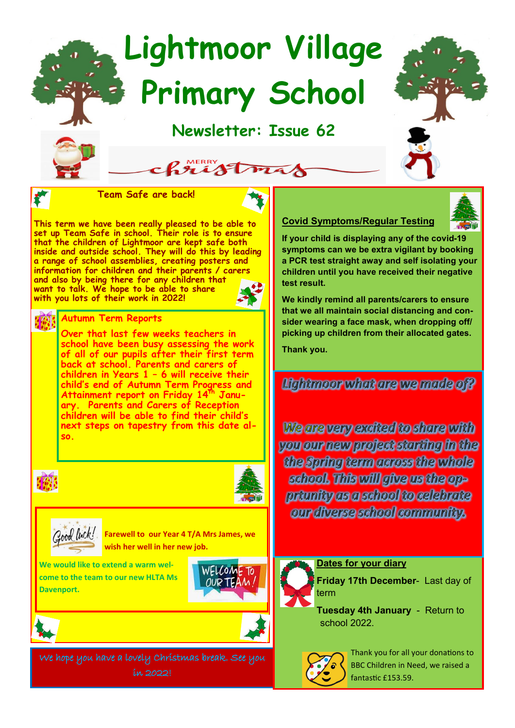# Lightmoor Village Primary School

## Newsletter: Issue 62

MERRY Christmas

### Team Safe are back!

This term we have been really pleased to be able to set up Team Safe in school. Their role is to ensure that the children of Lightmoor are kept safe both inside and outside school. They will do this by leading a range of school assemblies, creating posters and information for children and their parents / carers and also by being there for any children that want to talk. We hope to be able to share with you lots of their work in 2022!

### Autumn Term Reports

Over that last few weeks teachers in school have been busy assessing the work of all of our pupils after their first term back at school. Parents and carers of children in Years 1 – 6 will receive their child's end of Autumn Term Progress and Attainment report on Friday 14th January. Parents and Carers of Reception children will be able to find their child's next steps on tapestry from this date also.

Good luck!

**Farewell to our Year 4 T/A Mrs James, we wish her well in her new job.**

**We would like to extend a warm welcome to the team to our new HLTA Ms Davenport.**

WELCOME TO OUR TEAM!

We hope you have a lovely Christmas break. See you in 2022!

### Covid Symptoms/Regular Testing

**If your child is displaying any of the covid-19 symptoms can we be extra vigilant by booking a PCR test straight away and self isolating your children until you have received their negative test result.**

**We kindly remind all parents/carers to ensure that we all maintain social distancing and consider wearing a face mask, when dropping off/ picking up children from their allocated gates.**

**Thank you.**

### *Lightmoor what are we made of?*

*We are very excited to share with you our new project starting in the the Spring term across the whole school. This will give us the oprtunity as a school to celebrate our diverse school community.*

### Dates for your diary

**Friday 17th December**- Last day of term

**Tuesday 4th January** - Return to school 2022.

Thank you for all your donations to BBC Children in Need, we raised a fantastic £153.59.